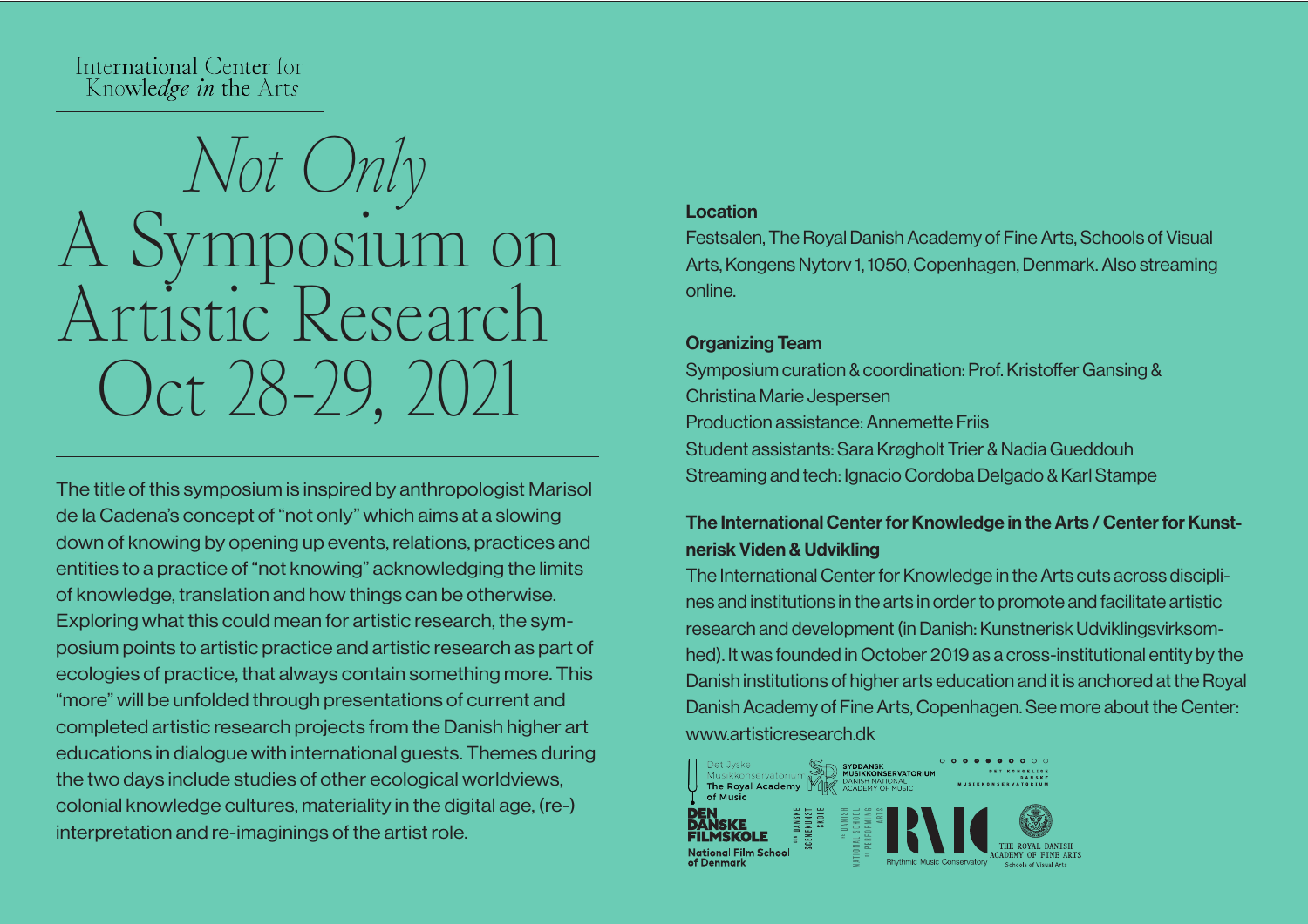International Center for Knowledge *in* the Arts

# *Not Only* A Symposium on Artistic Research Oct 28-29, 2021

The title of this symposium is inspired by anthropologist Marisol de la Cadena's concept of "not only" which aims at a slowing down of knowing by opening up events, relations, practices and entities to a practice of "not knowing" acknowledging the limits of knowledge, translation and how things can be otherwise. Exploring what this could mean for artistic research, the symposium points to artistic practice and artistic research as part of ecologies of practice, that always contain something more. This "more" will be unfolded through presentations of current and completed artistic research projects from the Danish higher art educations in dialogue with international guests. Themes during the two days include studies of other ecological worldviews, colonial knowledge cultures, materiality in the digital age, (re-) interpretation and re-imaginings of the artist role.

**Location**

Festsalen, The Royal Danish Academy of Fine Arts, Schools of Visual Arts, Kongens Nytorv 1, 1050, Copenhagen, Denmark. Also streaming online.

**Organizing Team**

Symposium curation & coordination: Prof. Kristoffer Gansing & Christina Marie Jespersen
Production assistance: Annemette Friis
Student assistants: Sara Krøgholt Trier & Nadia Gueddouh
Streaming and tech: Ignacio Cordoba Delgado & Karl Stampe

**The International Center for Knowledge in the Arts / Center for Kunstnerisk Viden & Udvikling**

The International Center for Knowledge in the Arts cuts across disciplines and institutions in the arts in order to promote and facilitate artistic research and development (in Danish: Kunstnerisk Udviklingsvirksomhed). It was founded in October 2019 as a cross-institutional entity by the Danish institutions of higher arts education and it is anchored at the Royal Danish Academy of Fine Arts, Copenhagen. See more about the Center: www.artisticresearch.dk

Det Jyske Musikkonservatorium – The Royal Academy of Music
Syddansk Musikkonservatorium – Danish National Academy of Music
Det Kongelige Danske Musikkonservatorium
Den Danske Filmskole – National Film School of Denmark
Den Danske Scenekunstskole – The Danish National School of Performing Arts
RMC – Rhythmic Music Conservatory
The Royal Danish Academy of Fine Arts – Schools of Visual Arts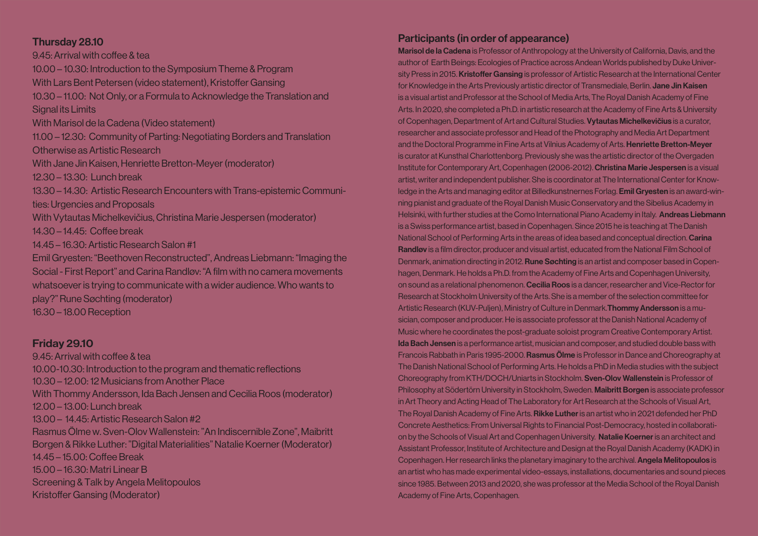## Thursday 28.10

9.45: Arrival with coffee & tea

10.00 – 10.30: Introduction to the Symposium Theme & Program
With Lars Bent Petersen (video statement), Kristoffer Gansing

10.30 – 11.00: Not Only, or a Formula to Acknowledge the Translation and Signal its Limits
With Marisol de la Cadena (Video statement)

11.00 – 12.30: Community of Parting: Negotiating Borders and Translation Otherwise as Artistic Research
With Jane Jin Kaisen, Henriette Bretton-Meyer (moderator)

12.30 – 13.30: Lunch break

13.30 – 14.30: Artistic Research Encounters with Trans-epistemic Communities: Urgencies and Proposals
With Vytautas Michelkevičius, Christina Marie Jespersen (moderator)

14.30 – 14.45: Coffee break

14.45 – 16.30: Artistic Research Salon #1
Emil Gryesten: "Beethoven Reconstructed", Andreas Liebmann: "Imaging the Social - First Report" and Carina Randløv: "A film with no camera movements whatsoever is trying to communicate with a wider audience. Who wants to play?" Rune Søchting (moderator)

16.30 – 18.00 Reception

## Friday 29.10

9.45: Arrival with coffee & tea

10.00-10.30: Introduction to the program and thematic reflections

10.30 – 12.00: 12 Musicians from Another Place
With Thommy Andersson, Ida Bach Jensen and Cecilia Roos (moderator)

12.00 – 13.00: Lunch break

13.00 – 14.45: Artistic Research Salon #2
Rasmus Ölme w. Sven-Olov Wallenstein: "An Indiscernible Zone", Maibritt Borgen & Rikke Luther: "Digital Materialities" Natalie Koerner (Moderator)

14.45 – 15.00: Coffee Break

15.00 – 16.30: Matri Linear B
Screening & Talk by Angela Melitopoulos
Kristoffer Gansing (Moderator)

## Participants (in order of appearance)

**Marisol de la Cadena** is Professor of Anthropology at the University of California, Davis, and the author of Earth Beings: Ecologies of Practice across Andean Worlds published by Duke University Press in 2015. **Kristoffer Gansing** is professor of Artistic Research at the International Center for Knowledge in the Arts Previously artistic director of Transmediale, Berlin. **Jane Jin Kaisen** is a visual artist and Professor at the School of Media Arts, The Royal Danish Academy of Fine Arts. In 2020, she completed a Ph.D. in artistic research at the Academy of Fine Arts & University of Copenhagen, Department of Art and Cultural Studies. **Vytautas Michelkevičius** is a curator, researcher and associate professor and Head of the Photography and Media Art Department and the Doctoral Programme in Fine Arts at Vilnius Academy of Arts. **Henriette Bretton-Meyer** is curator at Kunsthal Charlottenborg. Previously she was the artistic director of the Overgaden Institute for Contemporary Art, Copenhagen (2006-2012). **Christina Marie Jespersen** is a visual artist, writer and independent publisher. She is coordinator at The International Center for Knowledge in the Arts and managing editor at Billedkunstnernes Forlag. **Emil Gryesten** is an award-winning pianist and graduate of the Royal Danish Music Conservatory and the Sibelius Academy in Helsinki, with further studies at the Como International Piano Academy in Italy. **Andreas Liebmann** is a Swiss performance artist, based in Copenhagen. Since 2015 he is teaching at The Danish National School of Performing Arts in the areas of idea based and conceptual direction. **Carina Randløv** is a film director, producer and visual artist, educated from the National Film School of Denmark, animation directing in 2012. **Rune Søchting** is an artist and composer based in Copenhagen, Denmark. He holds a Ph.D. from the Academy of Fine Arts and Copenhagen University, on sound as a relational phenomenon. **Cecilia Roos** is a dancer, researcher and Vice-Rector for Research at Stockholm University of the Arts. She is a member of the selection committee for Artistic Research (KUV-Puljen), Ministry of Culture in Denmark. **Thommy Andersson** is a musician, composer and producer. He is associate professor at the Danish National Academy of Music where he coordinates the post-graduate soloist program Creative Contemporary Artist. **Ida Bach Jensen** is a performance artist, musician and composer, and studied double bass with Francois Rabbath in Paris 1995-2000. **Rasmus Ölme** is Professor in Dance and Choreography at The Danish National School of Performing Arts. He holds a PhD in Media studies with the subject Choreography from KTH/DOCH/Uniarts in Stockholm. **Sven-Olov Wallenstein** is Professor of Philosophy at Södertörn University in Stockholm, Sweden. **Maibritt Borgen** is associate professor in Art Theory and Acting Head of The Laboratory for Art Research at the Schools of Visual Art, The Royal Danish Academy of Fine Arts. **Rikke Luther** is an artist who in 2021 defended her PhD Concrete Aesthetics: From Universal Rights to Financial Post-Democracy, hosted in collaboration by the Schools of Visual Art and Copenhagen University. **Natalie Koerner** is an architect and Assistant Professor, Institute of Architecture and Design at the Royal Danish Academy (KADK) in Copenhagen. Her research links the planetary imaginary to the archival. **Angela Melitopoulos** is an artist who has made experimental video-essays, installations, documentaries and sound pieces since 1985. Between 2013 and 2020, she was professor at the Media School of the Royal Danish Academy of Fine Arts, Copenhagen.